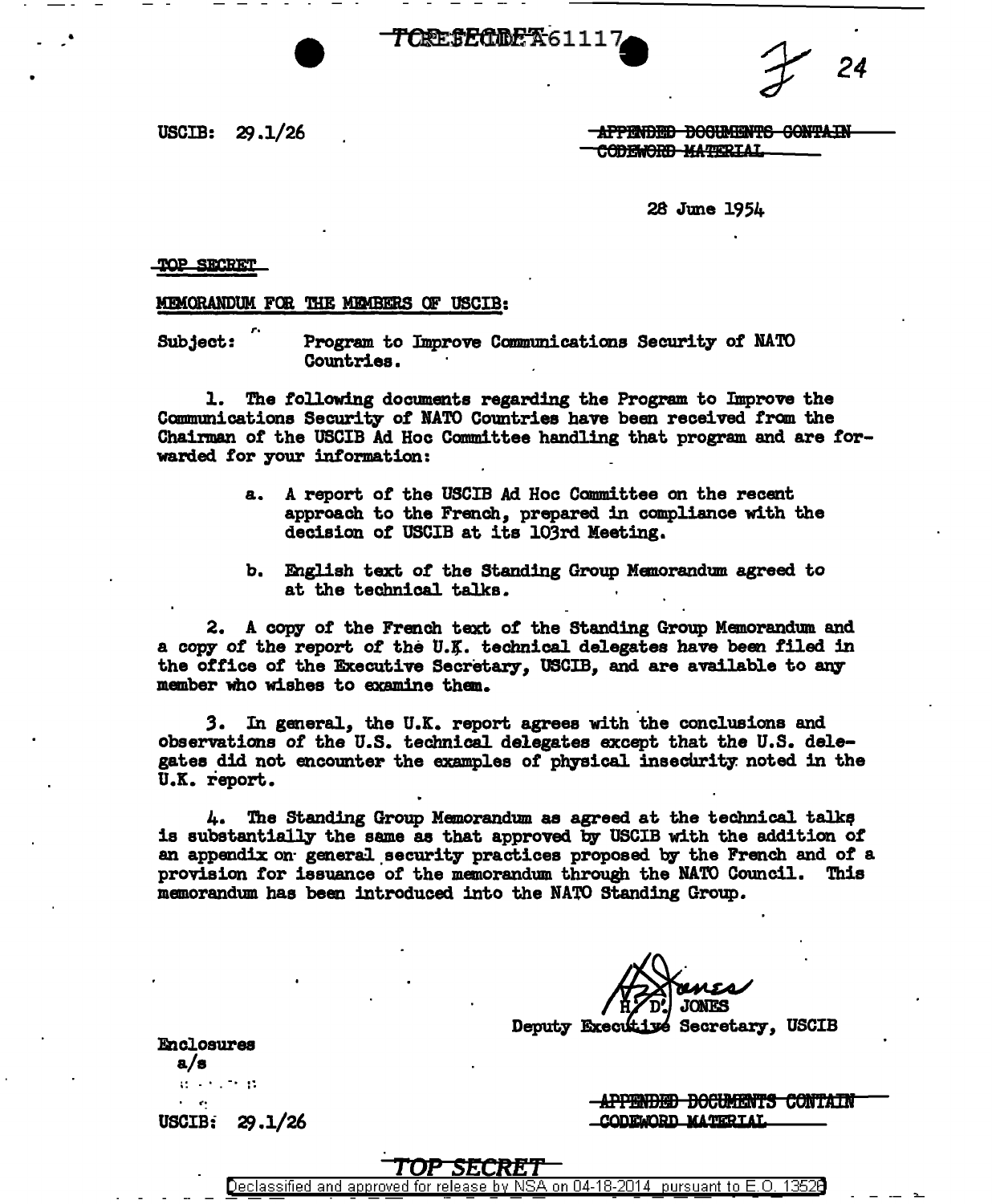TOP SECRET

USCIB: 29.1/26

~~APPENDED DOCUMENTS CONTAIN CODEWORD MATERIAL~~

28 June 1954

~~TOP SECRET~~

MEMORANDUM FOR THE MEMBERS OF USCIB:

Subject: Program to Improve Communications Security of NATO Countries.

1. The following documents regarding the Program to Improve the Communications Security of NATO Countries have been received from the Chairman of the USCIB Ad Hoc Committee handling that program and are forwarded for your information:

   a. A report of the USCIB Ad Hoc Committee on the recent approach to the French, prepared in compliance with the decision of USCIB at its 103rd Meeting.

   b. English text of the Standing Group Memorandum agreed to at the technical talks.

2. A copy of the French text of the Standing Group Memorandum and a copy of the report of the U.K. technical delegates have been filed in the office of the Executive Secretary, USCIB, and are available to any member who wishes to examine them.

3. In general, the U.K. report agrees with the conclusions and observations of the U.S. technical delegates except that the U.S. delegates did not encounter the examples of physical insecurity noted in the U.K. report.

4. The Standing Group Memorandum as agreed at the technical talks is substantially the same as that approved by USCIB with the addition of an appendix on general security practices proposed by the French and of a provision for issuance of the memorandum through the NATO Council. This memorandum has been introduced into the NATO Standing Group.

H. D. JONES
Deputy Executive Secretary, USCIB

Enclosures
a/s

USCIB: 29.1/26

~~APPENDED DOCUMENTS CONTAIN CODEWORD MATERIAL~~

TOP SECRET

Declassified and approved for release by NSA on 04-18-2014 pursuant to E.O. 13526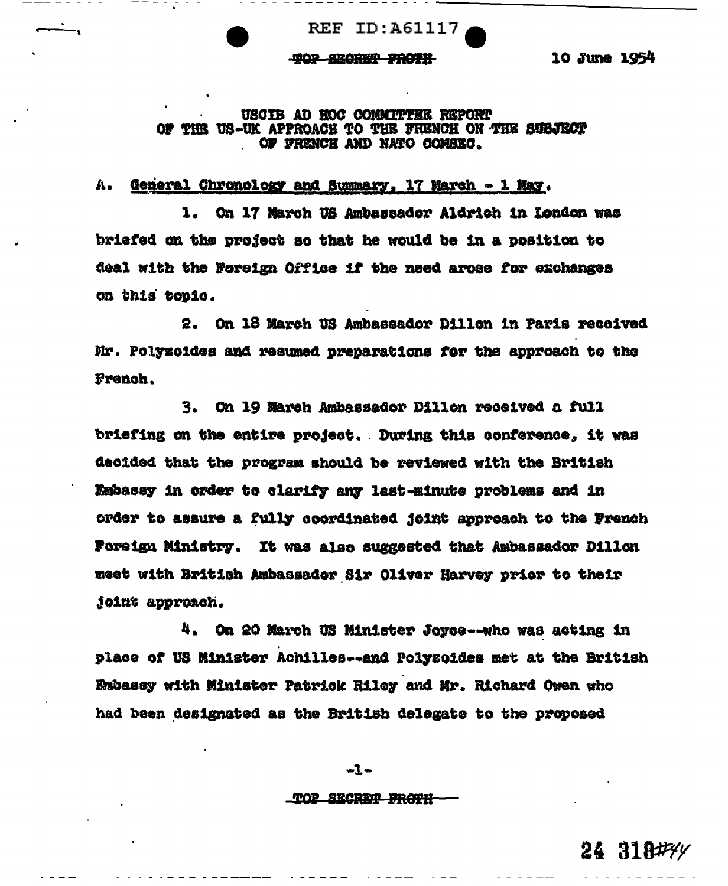REF ID:A61117

~~TOP SECRET FROTH~~

10 June 1954

USCIB AD HOC COMMITTEE REPORT
OF THE US-UK APPROACH TO THE FRENCH ON THE SUBJECT
OF FRENCH AND NATO COMSEC.

A. General Chronology and Summary, 17 March - 1 May.

1. On 17 March US Ambassador Aldrich in London was briefed on the project so that he would be in a position to deal with the Foreign Office if the need arose for exchanges on this topic.

2. On 18 March US Ambassador Dillon in Paris received Mr. Polyzoides and resumed preparations for the approach to the French.

3. On 19 March Ambassador Dillon received a full briefing on the entire project. During this conference, it was decided that the program should be reviewed with the British Embassy in order to clarify any last-minute problems and in order to assure a fully coordinated joint approach to the French Foreign Ministry. It was also suggested that Ambassador Dillon meet with British Ambassador Sir Oliver Harvey prior to their joint approach.

4. On 20 March US Minister Joyce--who was acting in place of US Minister Achilles--and Polyzoides met at the British Embassy with Minister Patrick Riley and Mr. Richard Owen who had been designated as the British delegate to the proposed

~~TOP SECRET FROTH~~

24 318#44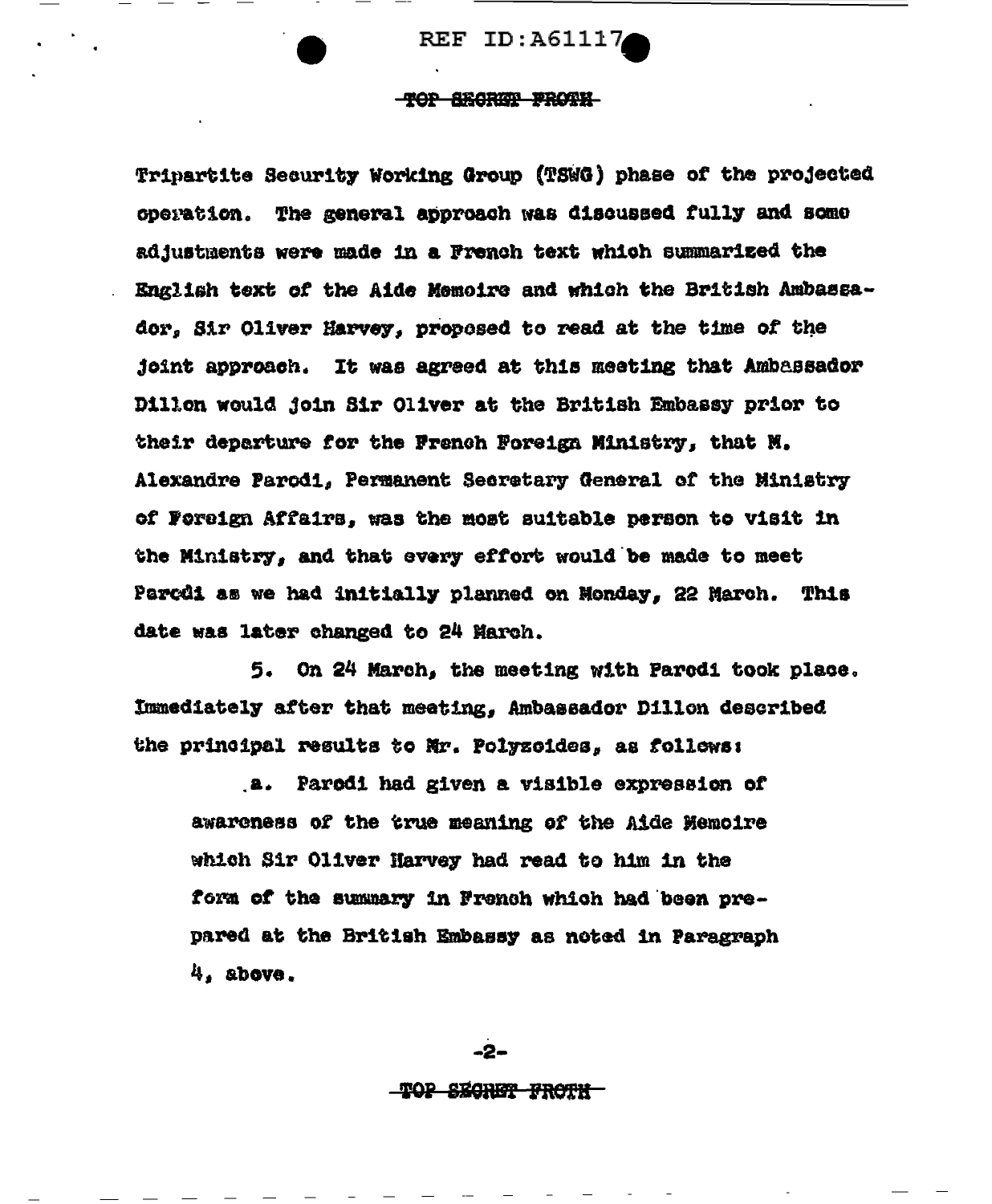Tripartite Security Working Group (TSWG) phase of the projected operation. The general approach was discussed fully and some adjustments were made in a French text which summarized the English text of the Aide Memoire and which the British Ambassador, Sir Oliver Harvey, proposed to read at the time of the joint approach. It was agreed at this meeting that Ambassador Dillon would join Sir Oliver at the British Embassy prior to their departure for the French Foreign Ministry, that M. Alexandre Parodi, Permanent Secretary General of the Ministry of Foreign Affairs, was the most suitable person to visit in the Ministry, and that every effort would be made to meet Parodi as we had initially planned on Monday, 22 March. This date was later changed to 24 March.

5. On 24 March, the meeting with Parodi took place. Immediately after that meeting, Ambassador Dillon described the principal results to Mr. Polyzoides, as follows:

a. Parodi had given a visible expression of awareness of the true meaning of the Aide Memoire which Sir Oliver Harvey had read to him in the form of the summary in French which had been prepared at the British Embassy as noted in Paragraph 4, above.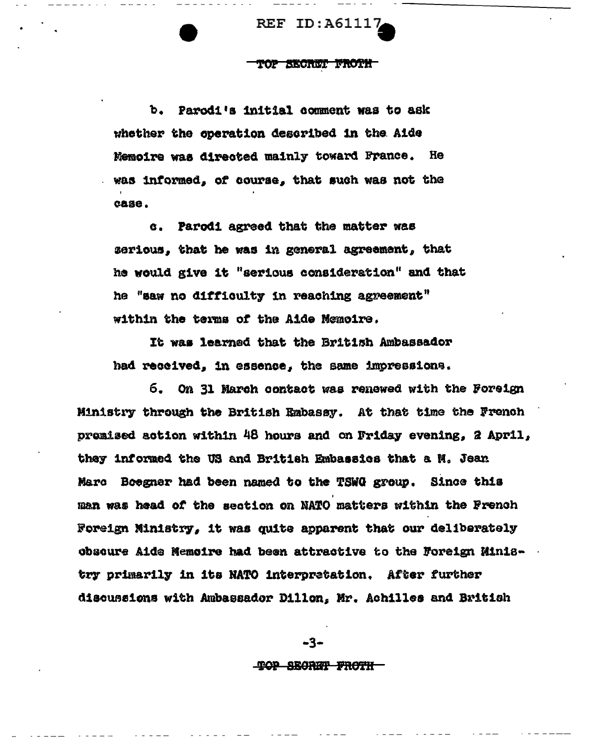b. Parodi's initial comment was to ask whether the operation described in the Aide Memoire was directed mainly toward France. He was informed, of course, that such was not the case.

c. Parodi agreed that the matter was serious, that he was in general agreement, that he would give it "serious consideration" and that he "saw no difficulty in reaching agreement" within the terms of the Aide Memoire.

It was learned that the British Ambassador had received, in essence, the same impressions.

6. On 31 March contact was renewed with the Foreign Ministry through the British Embassy. At that time the French promised action within 48 hours and on Friday evening, 2 April, they informed the US and British Embassies that a M. Jean Marc Boegner had been named to the TSWG group. Since this man was head of the section on NATO matters within the French Foreign Ministry, it was quite apparent that our deliberately obscure Aide Memoire had been attractive to the Foreign Ministry primarily in its NATO interpretation. After further discussions with Ambassador Dillon, Mr. Achilles and British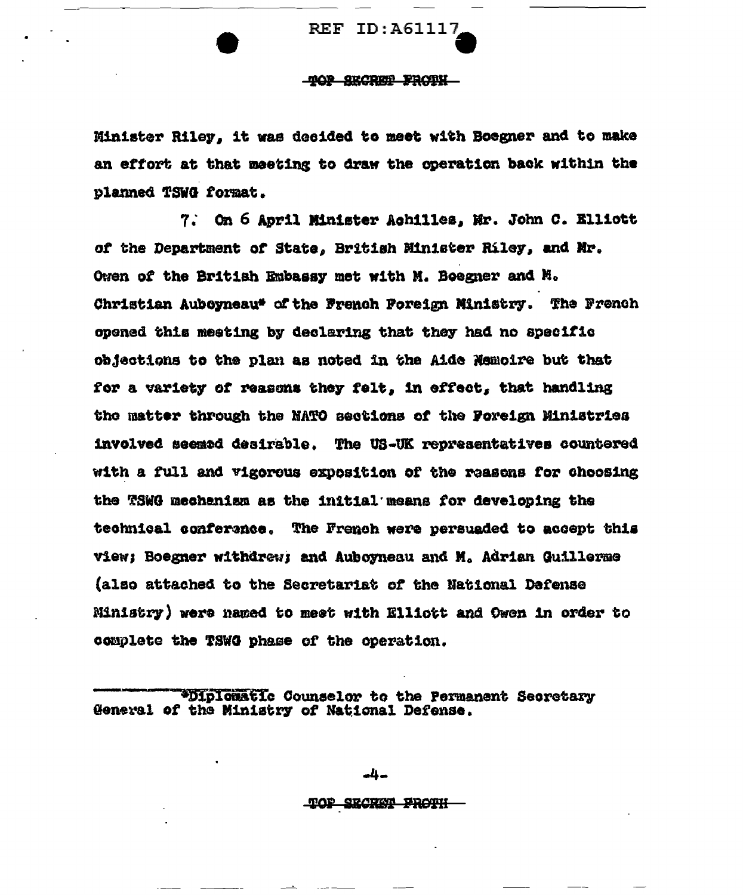Minister Riley, it was decided to meet with Boegner and to make an effort at that meeting to draw the operation back within the planned TSWG format.

7. On 6 April Minister Achilles, Mr. John C. Elliott of the Department of State, British Minister Riley, and Mr. Owen of the British Embassy met with M. Boegner and M. Christian Auboyneau* of the French Foreign Ministry. The French opened this meeting by declaring that they had no specific objections to the plan as noted in the Aide Memoire but that for a variety of reasons they felt, in effect, that handling the matter through the NATO sections of the Foreign Ministries involved seemed desirable. The US-UK representatives countered with a full and vigorous exposition of the reasons for choosing the TSWG mechanism as the initial means for developing the technical conference. The French were persuaded to accept this view; Boegner withdrew; and Auboyneau and M. Adrian Guillerme (also attached to the Secretariat of the National Defense Ministry) were named to meet with Elliott and Owen in order to complete the TSWG phase of the operation.

*Diplomatic Counselor to the Permanent Secretary General of the Ministry of National Defense.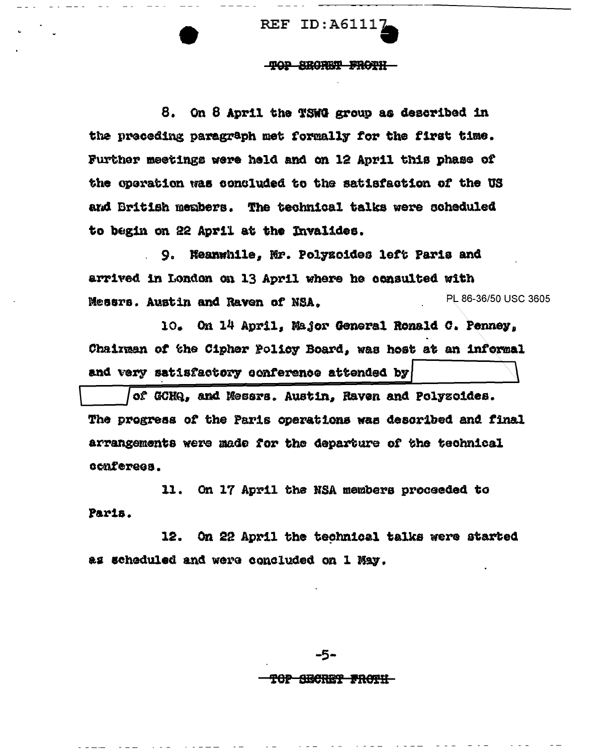8. On 8 April the TSWG group as described in the preceding paragraph met formally for the first time. Further meetings were held and on 12 April this phase of the operation was concluded to the satisfaction of the US and British members. The technical talks were scheduled to begin on 22 April at the Invalides.

9. Meanwhile, Mr. Polyzoides left Paris and arrived in London on 13 April where he consulted with Messrs. Austin and Raven of NSA.

PL 86-36/50 USC 3605

10. On 14 April, Major General Ronald C. Penney, Chairman of the Cipher Policy Board, was host at an informal and very satisfactory conference attended by [REDACTED] of GCHQ, and Messrs. Austin, Raven and Polyzoides. The progress of the Paris operations was described and final arrangements were made for the departure of the technical conferees.

11. On 17 April the NSA members proceeded to Paris.

12. On 22 April the technical talks were started as scheduled and were concluded on 1 May.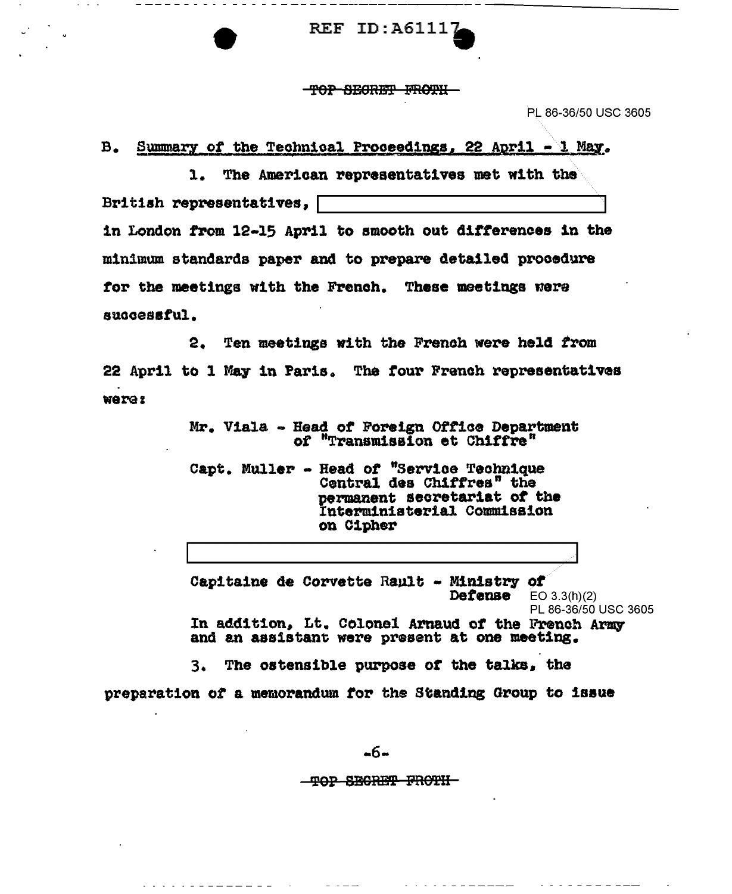REF ID:A61117

~~TOP SECRET FROTH~~

PL 86-36/50 USC 3605

B. Summary of the Technical Proceedings, 22 April - 1 May.

1. The American representatives met with the British representatives, [REDACTED] in London from 12-15 April to smooth out differences in the minimum standards paper and to prepare detailed procedure for the meetings with the French. These meetings were successful.

2. Ten meetings with the French were held from 22 April to 1 May in Paris. The four French representatives were:

> Mr. Viala - Head of Foreign Office Department of "Transmission et Chiffre"
>
> Capt. Muller - Head of "Service Technique Central des Chiffres" the permanent secretariat of the Interministerial Commission on Cipher
>
> [REDACTED]
>
> Capitaine de Corvette Rault - Ministry of Defense
>
> EO 3.3(h)(2)
> PL 86-36/50 USC 3605
>
> In addition, Lt. Colonel Arnaud of the French Army and an assistant were present at one meeting.

3. The ostensible purpose of the talks, the preparation of a memorandum for the Standing Group to issue

~~TOP SECRET FROTH~~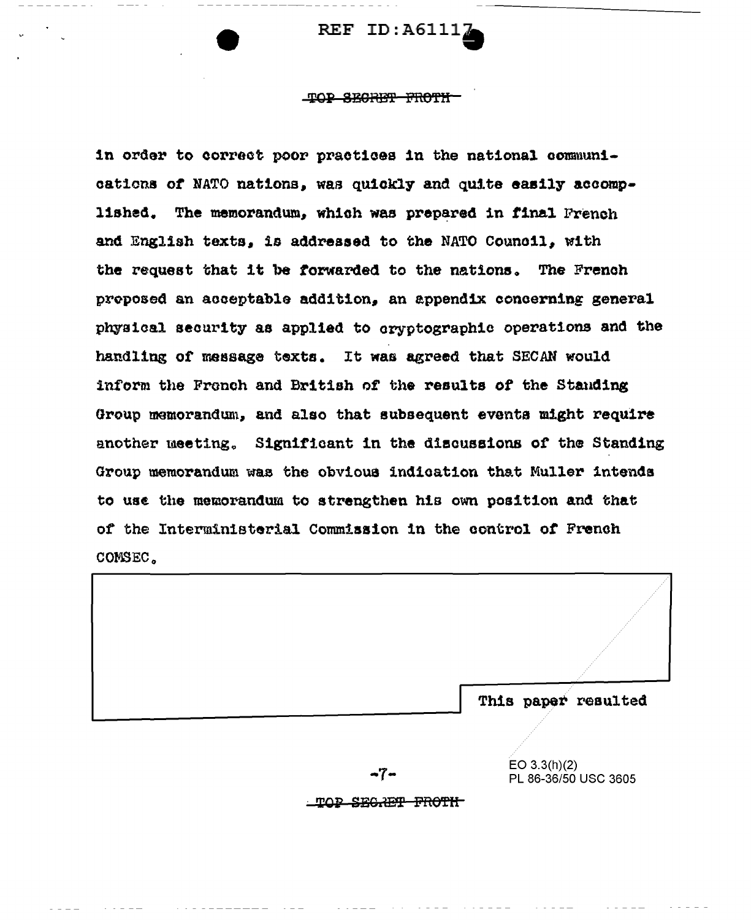in order to correct poor practices in the national communications of NATO nations, was quickly and quite easily accomplished. The memorandum, which was prepared in final French and English texts, is addressed to the NATO Council, with the request that it be forwarded to the nations. The French proposed an acceptable addition, an appendix concerning general physical security as applied to cryptographic operations and the handling of message texts. It was agreed that SECAN would inform the French and British of the results of the Standing Group memorandum, and also that subsequent events might require another meeting. Significant in the discussions of the Standing Group memorandum was the obvious indication that Muller intends to use the memorandum to strengthen his own position and that of the Interministerial Commission in the control of French COMSEC.

This paper resulted

EO 3.3(h)(2)
PL 86-36/50 USC 3605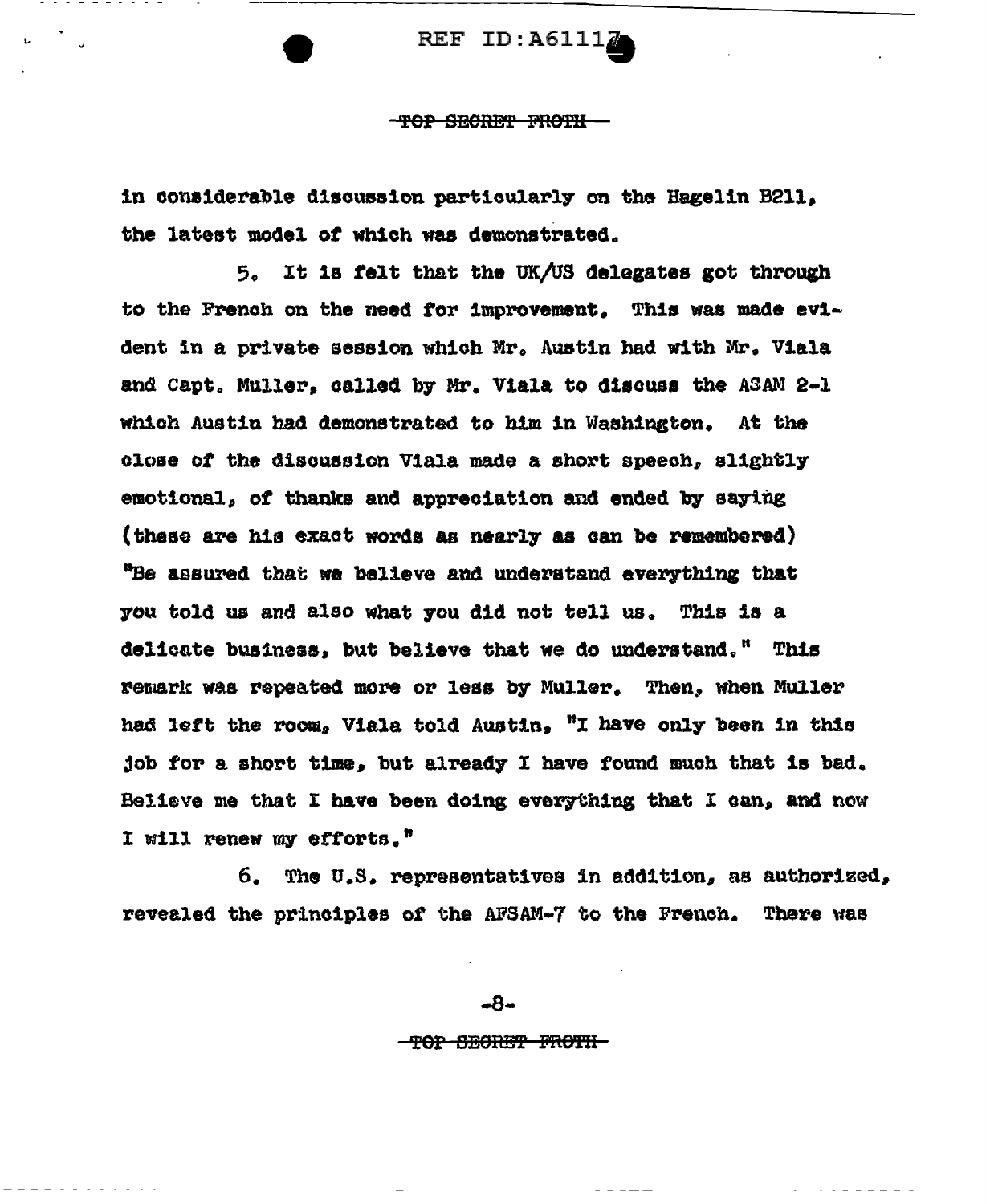in considerable discussion particularly on the Hagelin B211, the latest model of which was demonstrated.

5. It is felt that the UK/US delegates got through to the French on the need for improvement. This was made evident in a private session which Mr. Austin had with Mr. Viala and Capt. Muller, called by Mr. Viala to discuss the ASAM 2-1 which Austin had demonstrated to him in Washington. At the close of the discussion Viala made a short speech, slightly emotional, of thanks and appreciation and ended by saying (these are his exact words as nearly as can be remembered) "Be assured that we believe and understand everything that you told us and also what you did not tell us. This is a delicate business, but believe that we do understand." This remark was repeated more or less by Muller. Then, when Muller had left the room, Viala told Austin, "I have only been in this job for a short time, but already I have found much that is bad. Believe me that I have been doing everything that I can, and now I will renew my efforts."

6. The U.S. representatives in addition, as authorized, revealed the principles of the AFSAM-7 to the French. There was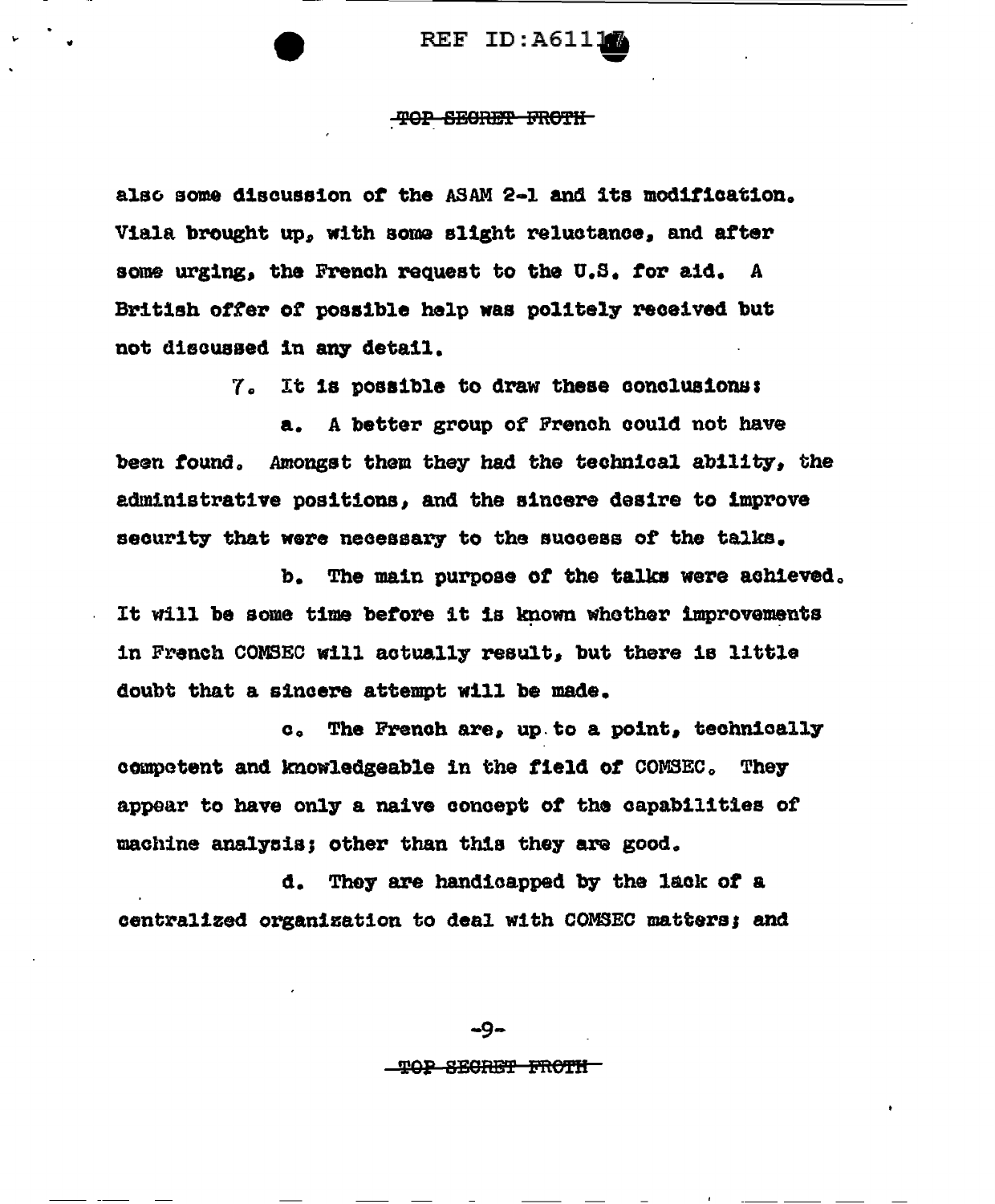also some discussion of the ASAM 2-1 and its modification. Viala brought up, with some slight reluctance, and after some urging, the French request to the U.S. for aid. A British offer of possible help was politely received but not discussed in any detail.

7. It is possible to draw these conclusions:

a. A better group of French could not have been found. Amongst them they had the technical ability, the administrative positions, and the sincere desire to improve security that were necessary to the success of the talks.

b. The main purpose of the talks were achieved. It will be some time before it is known whether improvements in French COMSEC will actually result, but there is little doubt that a sincere attempt will be made.

c. The French are, up to a point, technically competent and knowledgeable in the field of COMSEC. They appear to have only a naive concept of the capabilities of machine analysis; other than this they are good.

d. They are handicapped by the lack of a centralized organization to deal with COMSEC matters; and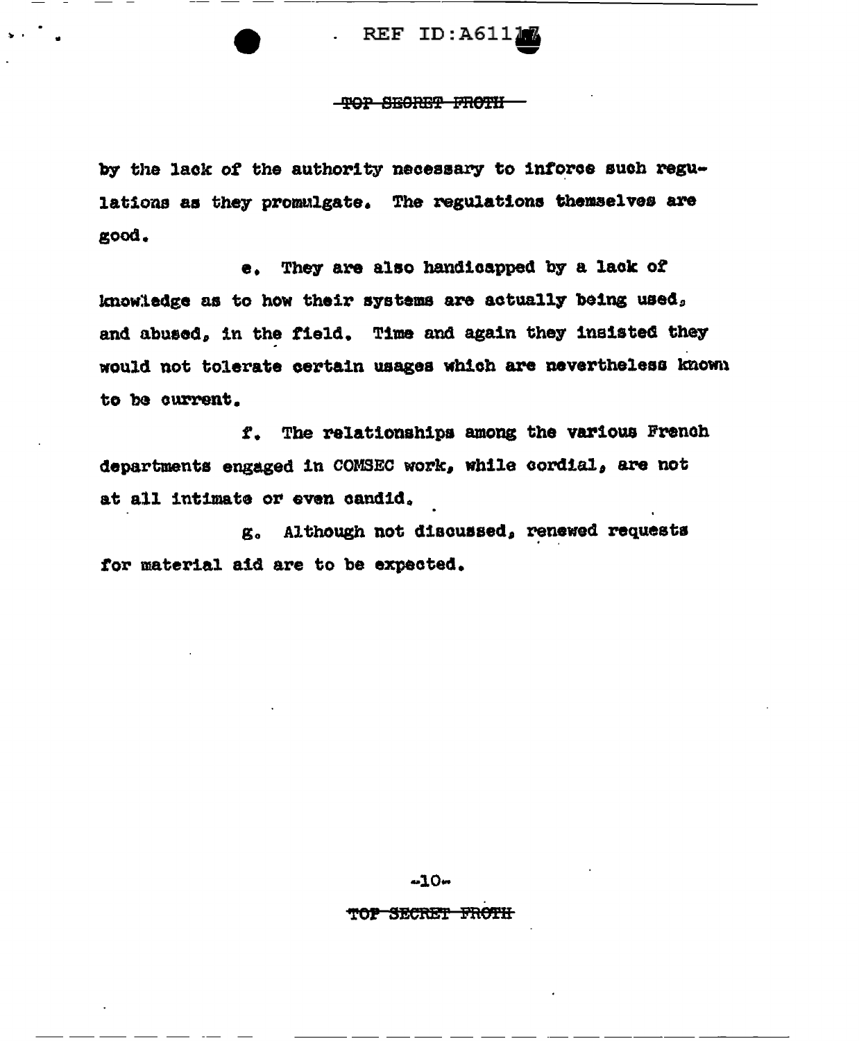by the lack of the authority necessary to inforce such regulations as they promulgate. The regulations themselves are good.

e. They are also handicapped by a lack of knowledge as to how their systems are actually being used, and abused, in the field. Time and again they insisted they would not tolerate certain usages which are nevertheless known to be current.

f. The relationships among the various French departments engaged in COMSEC work, while cordial, are not at all intimate or even candid.

g. Although not discussed, renewed requests for material aid are to be expected.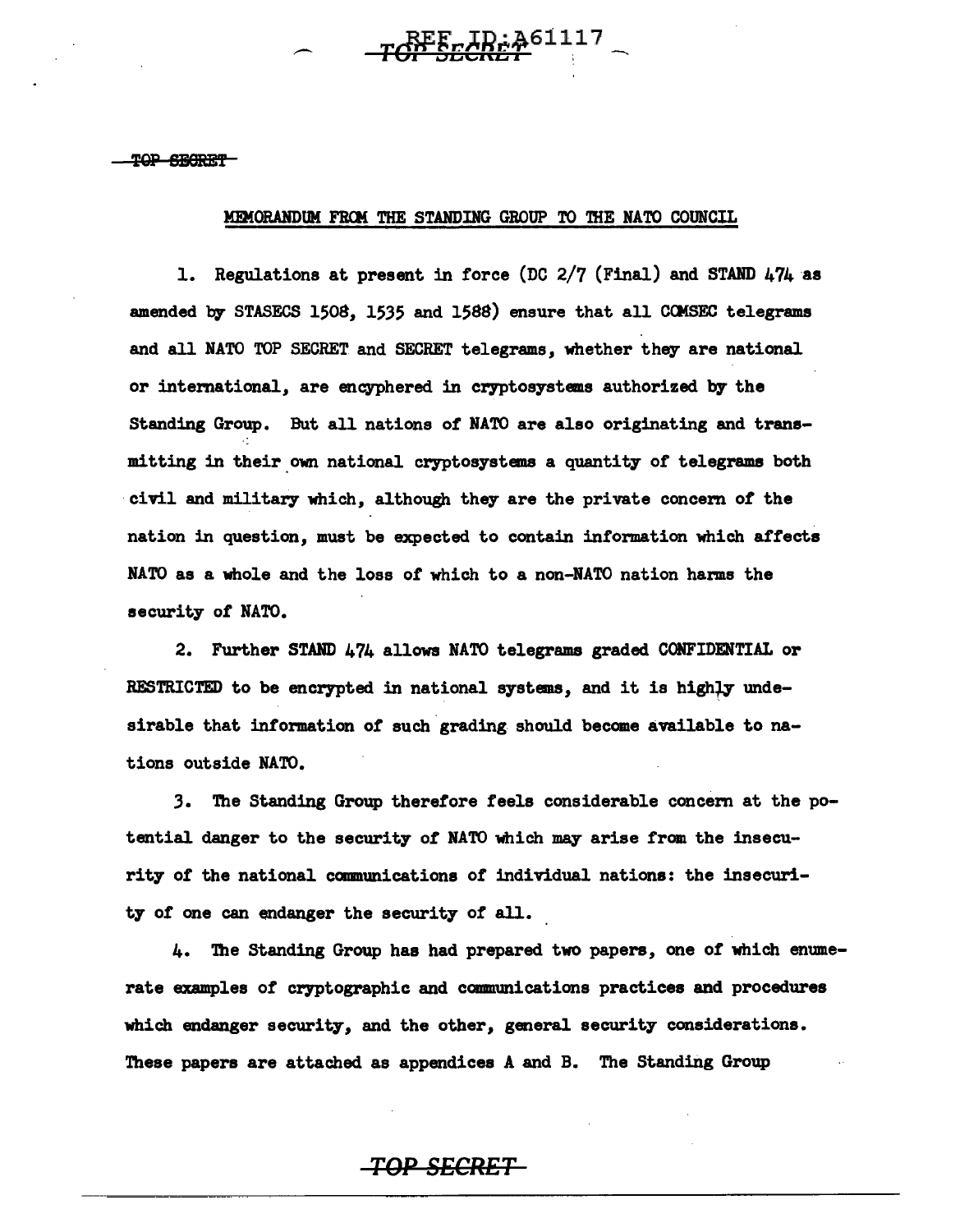MEMORANDUM FROM THE STANDING GROUP TO THE NATO COUNCIL

1. Regulations at present in force (DC 2/7 (Final) and STAND 474 as amended by STASECS 1508, 1535 and 1588) ensure that all COMSEC telegrams and all NATO TOP SECRET and SECRET telegrams, whether they are national or international, are encyphered in cryptosystems authorized by the Standing Group. But all nations of NATO are also originating and transmitting in their own national cryptosystems a quantity of telegrams both civil and military which, although they are the private concern of the nation in question, must be expected to contain information which affects NATO as a whole and the loss of which to a non-NATO nation harms the security of NATO.

2. Further STAND 474 allows NATO telegrams graded CONFIDENTIAL or RESTRICTED to be encrypted in national systems, and it is highly undesirable that information of such grading should become available to nations outside NATO.

3. The Standing Group therefore feels considerable concern at the potential danger to the security of NATO which may arise from the insecurity of the national communications of individual nations: the insecurity of one can endanger the security of all.

4. The Standing Group has had prepared two papers, one of which enumerate examples of cryptographic and communications practices and procedures which endanger security, and the other, general security considerations. These papers are attached as appendices A and B. The Standing Group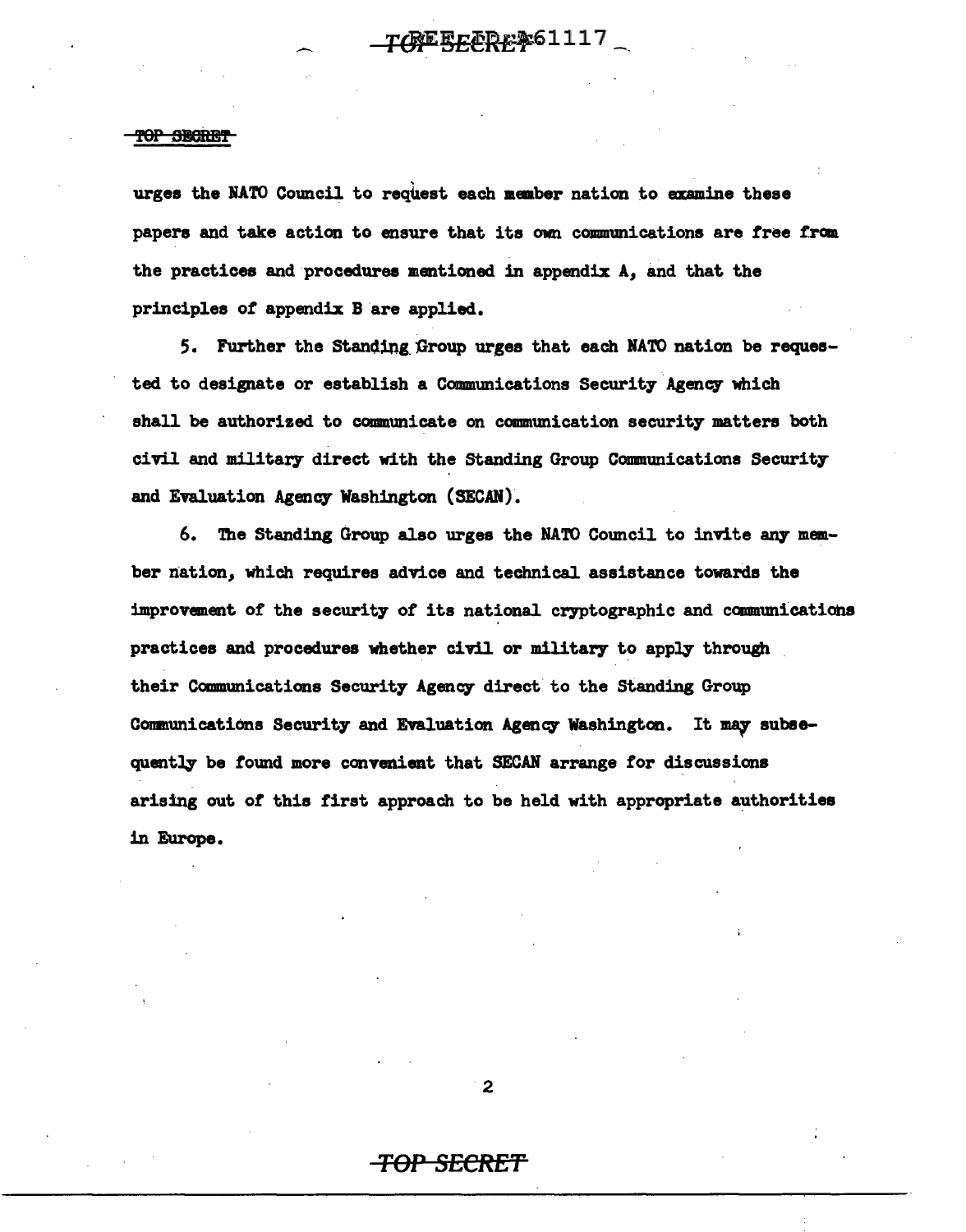urges the NATO Council to request each member nation to examine these papers and take action to ensure that its own communications are free from the practices and procedures mentioned in appendix A, and that the principles of appendix B are applied.

5. Further the Standing Group urges that each NATO nation be requested to designate or establish a Communications Security Agency which shall be authorized to communicate on communication security matters both civil and military direct with the Standing Group Communications Security and Evaluation Agency Washington (SECAN).

6. The Standing Group also urges the NATO Council to invite any member nation, which requires advice and technical assistance towards the improvement of the security of its national cryptographic and communications practices and procedures whether civil or military to apply through their Communications Security Agency direct to the Standing Group Communications Security and Evaluation Agency Washington. It may subsequently be found more convenient that SECAN arrange for discussions arising out of this first approach to be held with appropriate authorities in Europe.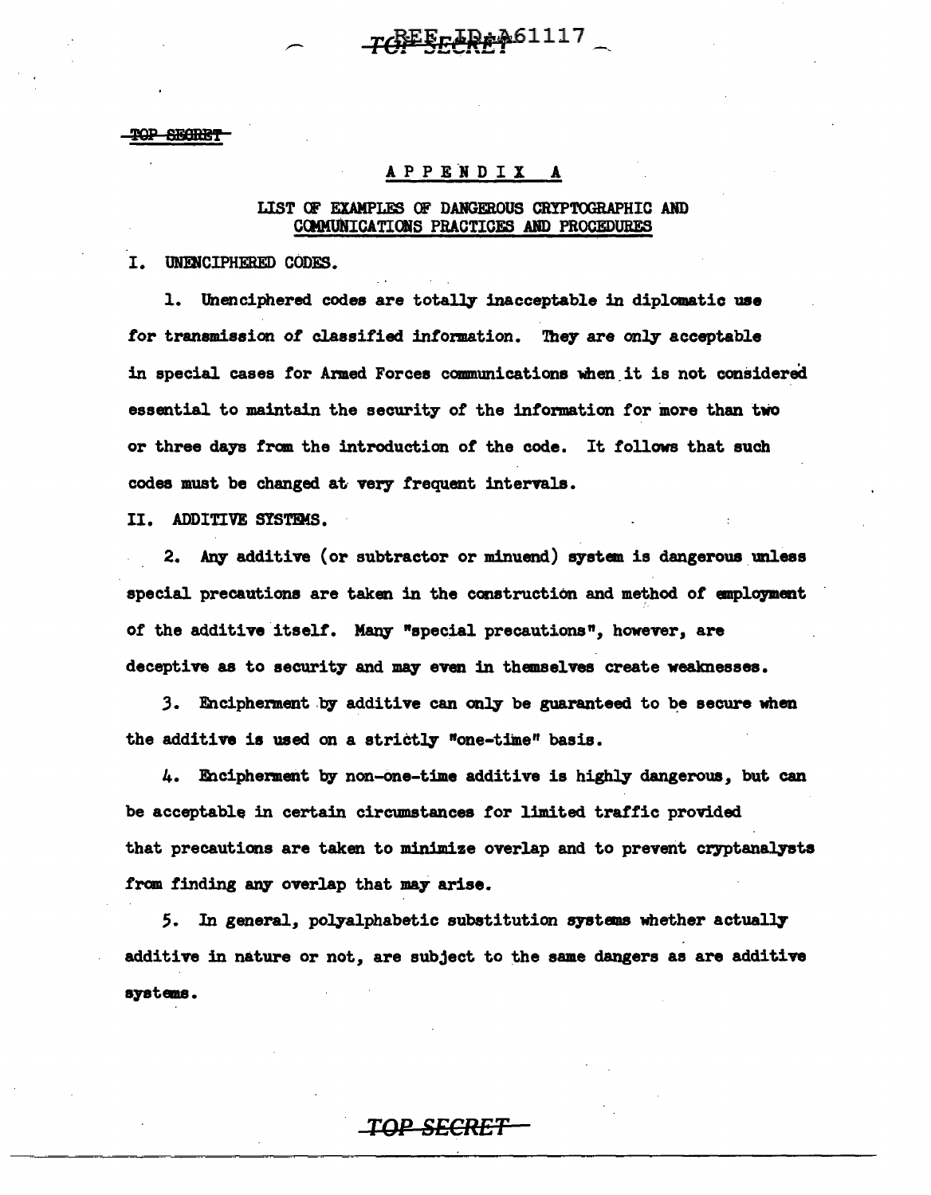## APPENDIX A

### LIST OF EXAMPLES OF DANGEROUS CRYPTOGRAPHIC AND COMMUNICATIONS PRACTICES AND PROCEDURES

I. UNENCIPHERED CODES.

1. Unenciphered codes are totally inacceptable in diplomatic use for transmission of classified information. They are only acceptable in special cases for Armed Forces communications when it is not considered essential to maintain the security of the information for more than two or three days from the introduction of the code. It follows that such codes must be changed at very frequent intervals.

II. ADDITIVE SYSTEMS.

2. Any additive (or subtractor or minuend) system is dangerous unless special precautions are taken in the construction and method of employment of the additive itself. Many "special precautions", however, are deceptive as to security and may even in themselves create weaknesses.

3. Encipherment by additive can only be guaranteed to be secure when the additive is used on a strictly "one-time" basis.

4. Encipherment by non-one-time additive is highly dangerous, but can be acceptable in certain circumstances for limited traffic provided that precautions are taken to minimize overlap and to prevent cryptanalysts from finding any overlap that may arise.

5. In general, polyalphabetic substitution systems whether actually additive in nature or not, are subject to the same dangers as are additive systems.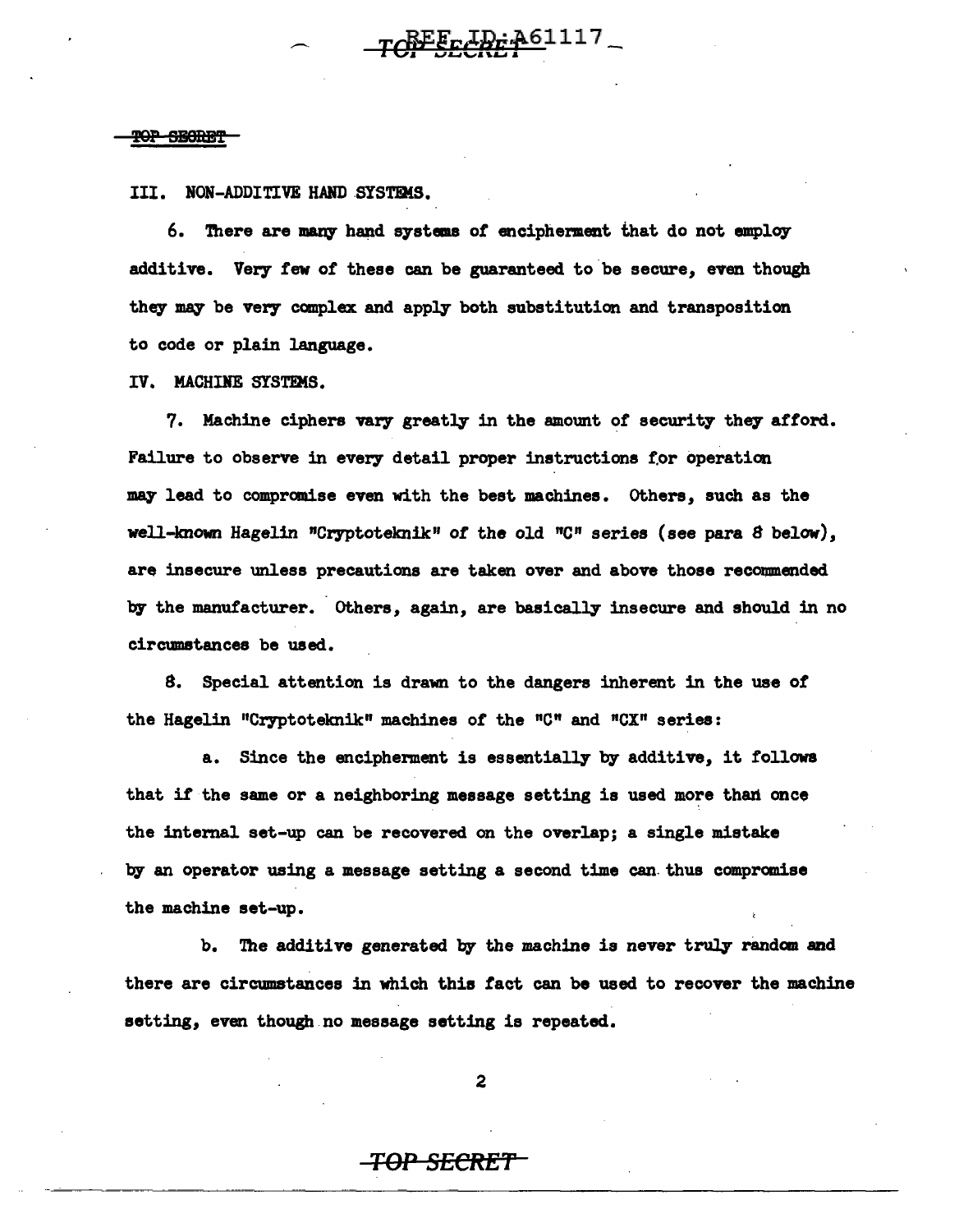III. NON-ADDITIVE HAND SYSTEMS.

6. There are many hand systems of encipherment that do not employ additive. Very few of these can be guaranteed to be secure, even though they may be very complex and apply both substitution and transposition to code or plain language.

IV. MACHINE SYSTEMS.

7. Machine ciphers vary greatly in the amount of security they afford. Failure to observe in every detail proper instructions for operation may lead to compromise even with the best machines. Others, such as the well-known Hagelin "Cryptoteknik" of the old "C" series (see para 8 below), are insecure unless precautions are taken over and above those recommended by the manufacturer. Others, again, are basically insecure and should in no circumstances be used.

8. Special attention is drawn to the dangers inherent in the use of the Hagelin "Cryptoteknik" machines of the "C" and "CX" series:

a. Since the encipherment is essentially by additive, it follows that if the same or a neighboring message setting is used more than once the internal set-up can be recovered on the overlap; a single mistake by an operator using a message setting a second time can thus compromise the machine set-up.

b. The additive generated by the machine is never truly random and there are circumstances in which this fact can be used to recover the machine setting, even though no message setting is repeated.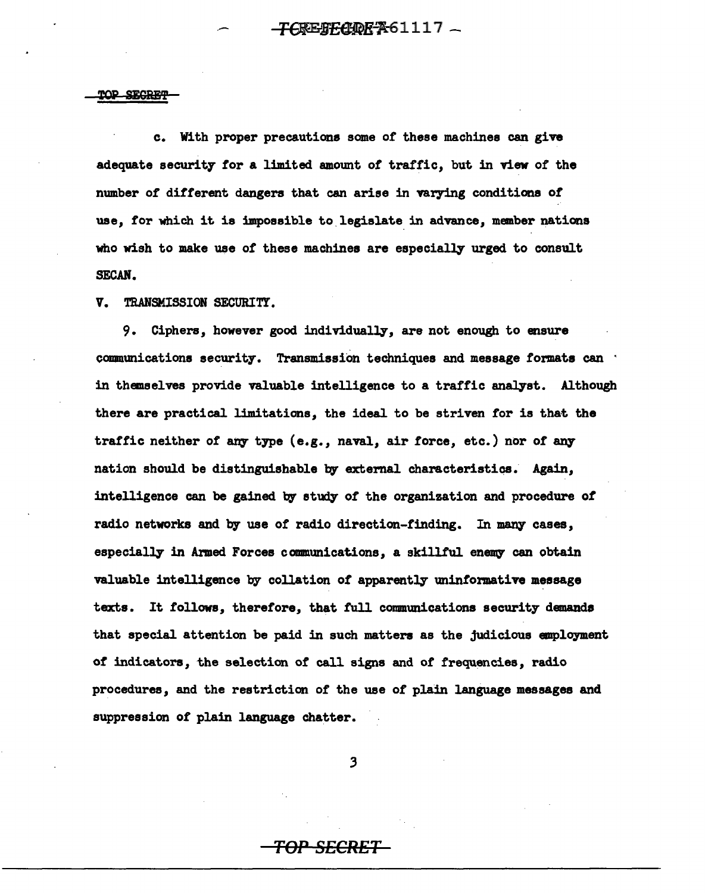c. With proper precautions some of these machines can give adequate security for a limited amount of traffic, but in view of the number of different dangers that can arise in varying conditions of use, for which it is impossible to legislate in advance, member nations who wish to make use of these machines are especially urged to consult SECAN.

## V. TRANSMISSION SECURITY.

9. Ciphers, however good individually, are not enough to ensure communications security. Transmission techniques and message formats can in themselves provide valuable intelligence to a traffic analyst. Although there are practical limitations, the ideal to be striven for is that the traffic neither of any type (e.g., naval, air force, etc.) nor of any nation should be distinguishable by external characteristics. Again, intelligence can be gained by study of the organization and procedure of radio networks and by use of radio direction-finding. In many cases, especially in Armed Forces communications, a skillful enemy can obtain valuable intelligence by collation of apparently uninformative message texts. It follows, therefore, that full communications security demands that special attention be paid in such matters as the judicious employment of indicators, the selection of call signs and of frequencies, radio procedures, and the restriction of the use of plain language messages and suppression of plain language chatter.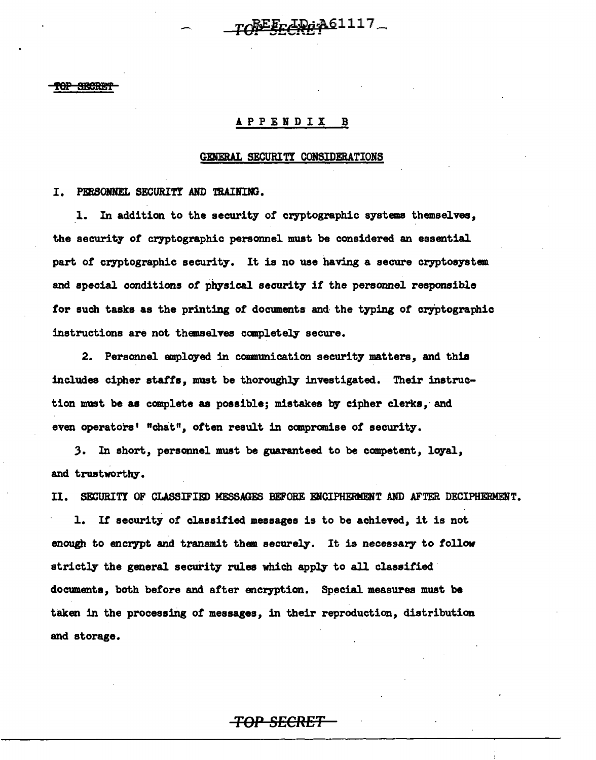## APPENDIX B

### GENERAL SECURITY CONSIDERATIONS

I. PERSONNEL SECURITY AND TRAINING.

1. In addition to the security of cryptographic systems themselves, the security of cryptographic personnel must be considered an essential part of cryptographic security. It is no use having a secure cryptosystem and special conditions of physical security if the personnel responsible for such tasks as the printing of documents and the typing of cryptographic instructions are not themselves completely secure.

2. Personnel employed in communication security matters, and this includes cipher staffs, must be thoroughly investigated. Their instruction must be as complete as possible; mistakes by cipher clerks, and even operators' "chat", often result in compromise of security.

3. In short, personnel must be guaranteed to be competent, loyal, and trustworthy.

II. SECURITY OF CLASSIFIED MESSAGES BEFORE ENCIPHERMENT AND AFTER DECIPHERMENT.

1. If security of classified messages is to be achieved, it is not enough to encrypt and transmit them securely. It is necessary to follow strictly the general security rules which apply to all classified documents, both before and after encryption. Special measures must be taken in the processing of messages, in their reproduction, distribution and storage.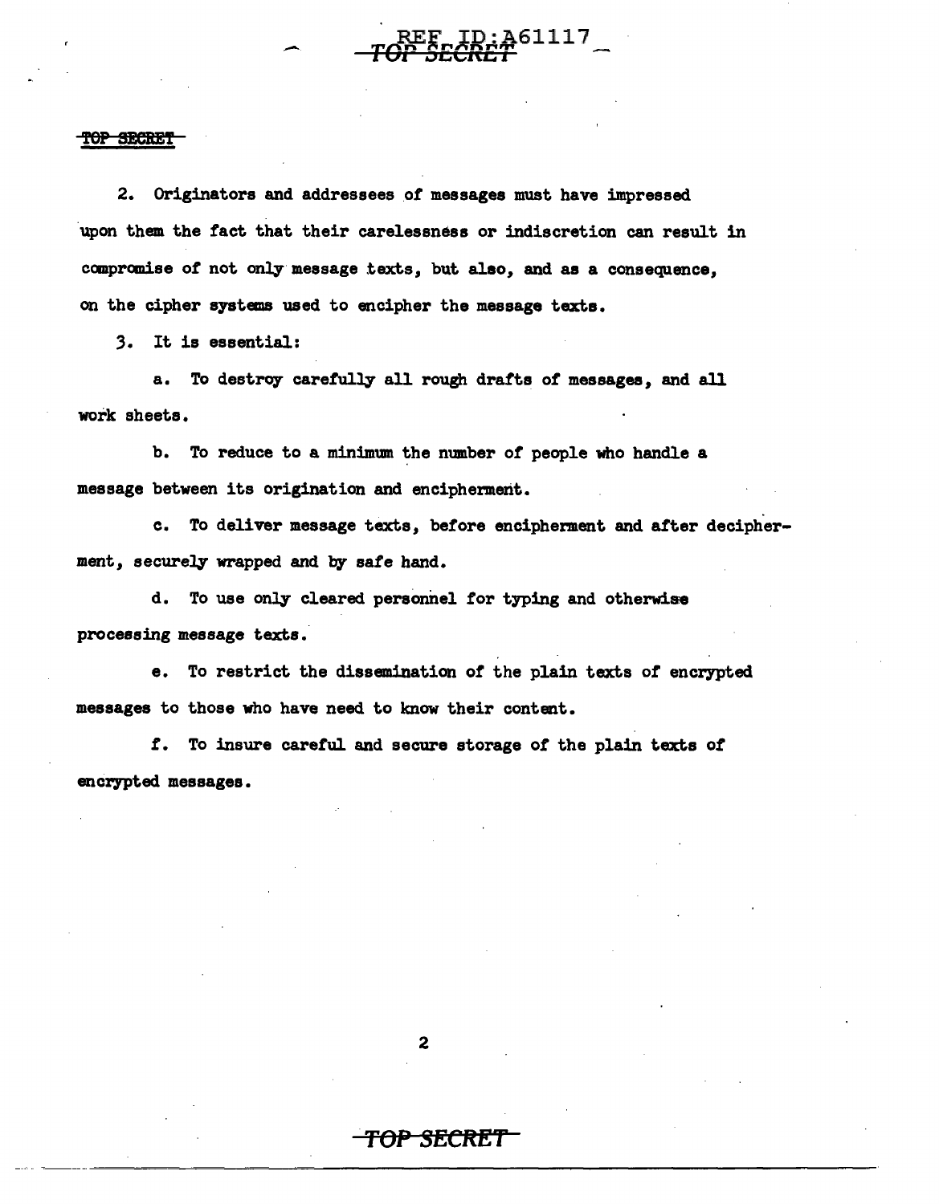2. Originators and addressees of messages must have impressed upon them the fact that their carelessness or indiscretion can result in compromise of not only message texts, but also, and as a consequence, on the cipher systems used to encipher the message texts.

3. It is essential:

a. To destroy carefully all rough drafts of messages, and all work sheets.

b. To reduce to a minimum the number of people who handle a message between its origination and encipherment.

c. To deliver message texts, before encipherment and after decipherment, securely wrapped and by safe hand.

d. To use only cleared personnel for typing and otherwise processing message texts.

e. To restrict the dissemination of the plain texts of encrypted messages to those who have need to know their content.

f. To insure careful and secure storage of the plain texts of encrypted messages.